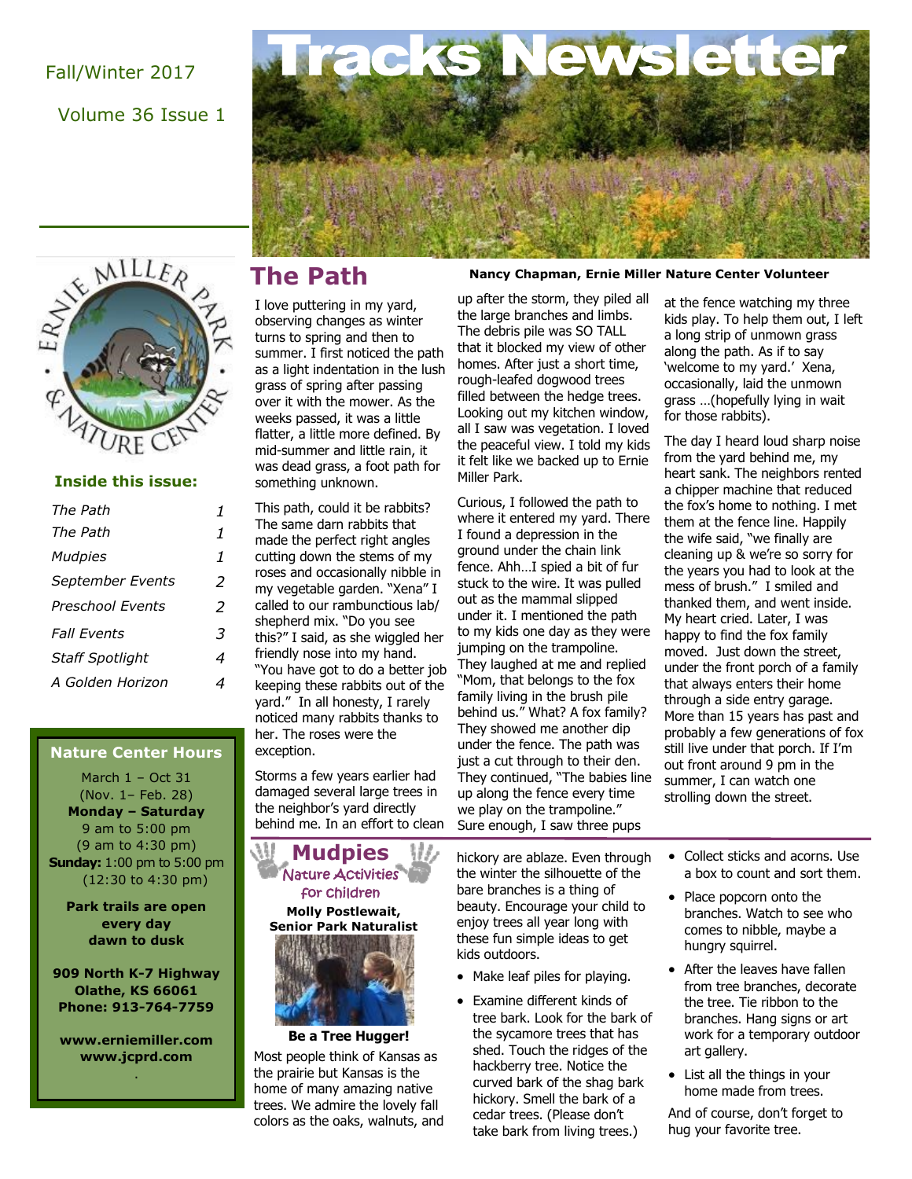Fall/Winter 2017

Volume 36 Issue 1

# Tracks Newsletter

ERNIE MILLER PARK & NATURE CENTER

**Inside this issue:**

| | |
|---|---|
| *The Path* | 1 |
| *The Path* | 1 |
| *Mudpies* | 1 |
| *September Events* | 2 |
| *Preschool Events* | 2 |
| *Fall Events* | 3 |
| *Staff Spotlight* | 4 |
| *A Golden Horizon* | 4 |

**Nature Center Hours**

March 1 – Oct 31
(Nov. 1– Feb. 28)
**Monday – Saturday**
9 am to 5:00 pm
(9 am to 4:30 pm)
**Sunday:** 1:00 pm to 5:00 pm
(12:30 to 4:30 pm)

**Park trails are open every day dawn to dusk**

**909 North K-7 Highway**
**Olathe, KS 66061**
**Phone: 913-764-7759**

**www.erniemiller.com**
**www.jcprd.com**

## The Path

**Nancy Chapman, Ernie Miller Nature Center Volunteer**

I love puttering in my yard, observing changes as winter turns to spring and then to summer. I first noticed the path as a light indentation in the lush grass of spring after passing over it with the mower. As the weeks passed, it was a little flatter, a little more defined. By mid-summer and little rain, it was dead grass, a foot path for something unknown.

This path, could it be rabbits? The same darn rabbits that made the perfect right angles cutting down the stems of my roses and occasionally nibble in my vegetable garden. "Xena" I called to our rambunctious lab/shepherd mix. "Do you see this?" I said, as she wiggled her friendly nose into my hand. "You have got to do a better job keeping these rabbits out of the yard." In all honesty, I rarely noticed many rabbits thanks to her. The roses were the exception.

Storms a few years earlier had damaged several large trees in the neighbor's yard directly behind me. In an effort to clean up after the storm, they piled all the large branches and limbs. The debris pile was SO TALL that it blocked my view of other homes. After just a short time, rough-leafed dogwood trees filled between the hedge trees. Looking out my kitchen window, all I saw was vegetation. I loved the peaceful view. I told my kids it felt like we backed up to Ernie Miller Park.

Curious, I followed the path to where it entered my yard. There I found a depression in the ground under the chain link fence. Ahh…I spied a bit of fur stuck to the wire. It was pulled out as the mammal slipped under it. I mentioned the path to my kids one day as they were jumping on the trampoline. They laughed at me and replied "Mom, that belongs to the fox family living in the brush pile behind us." What? A fox family? They showed me another dip under the fence. The path was just a cut through to their den. They continued, "The babies line up along the fence every time we play on the trampoline." Sure enough, I saw three pups at the fence watching my three kids play. To help them out, I left a long strip of unmown grass along the path. As if to say 'welcome to my yard.' Xena, occasionally, laid the unmown grass …(hopefully lying in wait for those rabbits).

The day I heard loud sharp noise from the yard behind me, my heart sank. The neighbors rented a chipper machine that reduced the fox's home to nothing. I met them at the fence line. Happily the wife said, "we finally are cleaning up & we're so sorry for the years you had to look at the mess of brush." I smiled and thanked them, and went inside. My heart cried. Later, I was happy to find the fox family moved. Just down the street, under the front porch of a family that always enters their home through a side entry garage. More than 15 years has past and probably a few generations of fox still live under that porch. If I'm out front around 9 pm in the summer, I can watch one strolling down the street.

## Mudpies

*Nature Activities for Children*

**Molly Postlewait, Senior Park Naturalist**

**Be a Tree Hugger!**

Most people think of Kansas as the prairie but Kansas is the home of many amazing native trees. We admire the lovely fall colors as the oaks, walnuts, and hickory are ablaze. Even through the winter the silhouette of the bare branches is a thing of beauty. Encourage your child to enjoy trees all year long with these fun simple ideas to get kids outdoors.

- Make leaf piles for playing.
- Examine different kinds of tree bark. Look for the bark of the sycamore trees that has shed. Touch the ridges of the hackberry tree. Notice the curved bark of the shag bark hickory. Smell the bark of a cedar trees. (Please don't take bark from living trees.)
- Collect sticks and acorns. Use a box to count and sort them.
- Place popcorn onto the branches. Watch to see who comes to nibble, maybe a hungry squirrel.
- After the leaves have fallen from tree branches, decorate the tree. Tie ribbon to the branches. Hang signs or art work for a temporary outdoor art gallery.
- List all the things in your home made from trees.

And of course, don't forget to hug your favorite tree.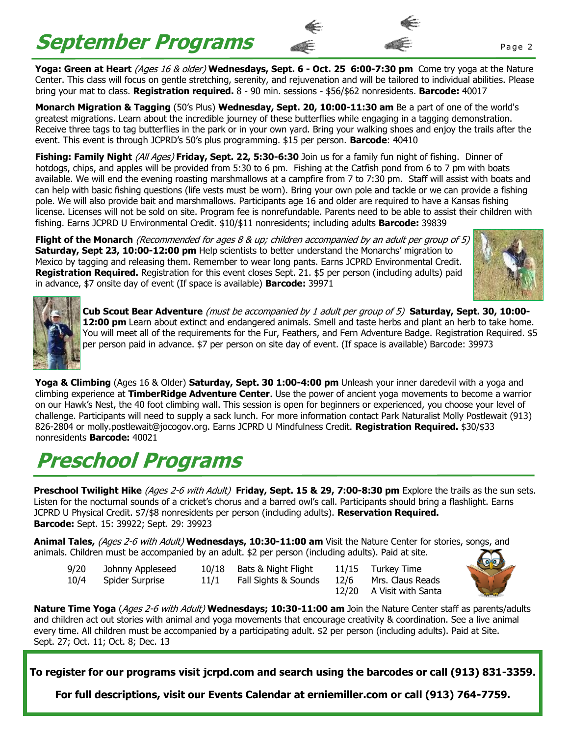# September Programs

**Yoga: Green at Heart** *(Ages 16 & older)* **Wednesdays, Sept. 6 - Oct. 25 6:00-7:30 pm** Come try yoga at the Nature Center. This class will focus on gentle stretching, serenity, and rejuvenation and will be tailored to individual abilities. Please bring your mat to class. **Registration required.** 8 - 90 min. sessions - $56/$62 nonresidents. **Barcode:** 40017

**Monarch Migration & Tagging** (50's Plus) **Wednesday, Sept. 20, 10:00-11:30 am** Be a part of one of the world's greatest migrations. Learn about the incredible journey of these butterflies while engaging in a tagging demonstration. Receive three tags to tag butterflies in the park or in your own yard. Bring your walking shoes and enjoy the trails after the event. This event is through JCPRD's 50's plus programming. $15 per person. **Barcode**: 40410

**Fishing: Family Night** *(All Ages)* **Friday, Sept. 22, 5:30-6:30** Join us for a family fun night of fishing. Dinner of hotdogs, chips, and apples will be provided from 5:30 to 6 pm. Fishing at the Catfish pond from 6 to 7 pm with boats available. We will end the evening roasting marshmallows at a campfire from 7 to 7:30 pm. Staff will assist with boats and can help with basic fishing questions (life vests must be worn). Bring your own pole and tackle or we can provide a fishing pole. We will also provide bait and marshmallows. Participants age 16 and older are required to have a Kansas fishing license. Licenses will not be sold on site. Program fee is nonrefundable. Parents need to be able to assist their children with fishing. Earns JCPRD U Environmental Credit. $10/$11 nonresidents; including adults **Barcode:** 39839

**Flight of the Monarch** *(Recommended for ages 8 & up; children accompanied by an adult per group of 5)* **Saturday, Sept 23, 10:00-12:00 pm** Help scientists to better understand the Monarchs' migration to Mexico by tagging and releasing them. Remember to wear long pants. Earns JCPRD Environmental Credit. **Registration Required.** Registration for this event closes Sept. 21. $5 per person (including adults) paid in advance, $7 onsite day of event (If space is available) **Barcode:** 39971

**Cub Scout Bear Adventure** *(must be accompanied by 1 adult per group of 5)* **Saturday, Sept. 30, 10:00-12:00 pm** Learn about extinct and endangered animals. Smell and taste herbs and plant an herb to take home. You will meet all of the requirements for the Fur, Feathers, and Fern Adventure Badge. Registration Required. $5 per person paid in advance. $7 per person on site day of event. (If space is available) Barcode: 39973

**Yoga & Climbing** (Ages 16 & Older) **Saturday, Sept. 30 1:00-4:00 pm** Unleash your inner daredevil with a yoga and climbing experience at **TimberRidge Adventure Center**. Use the power of ancient yoga movements to become a warrior on our Hawk's Nest, the 40 foot climbing wall. This session is open for beginners or experienced, you choose your level of challenge. Participants will need to supply a sack lunch. For more information contact Park Naturalist Molly Postlewait (913) 826-2804 or molly.postlewait@jocogov.org. Earns JCPRD U Mindfulness Credit. **Registration Required.** $30/$33 nonresidents **Barcode:** 40021

# Preschool Programs

**Preschool Twilight Hike** *(Ages 2-6 with Adult)* **Friday, Sept. 15 & 29, 7:00-8:30 pm** Explore the trails as the sun sets. Listen for the nocturnal sounds of a cricket's chorus and a barred owl's call. Participants should bring a flashlight. Earns JCPRD U Physical Credit. $7/$8 nonresidents per person (including adults). **Reservation Required.** **Barcode:** Sept. 15: 39922; Sept. 29: 39923

**Animal Tales,** *(Ages 2-6 with Adult)* **Wednesdays, 10:30-11:00 am** Visit the Nature Center for stories, songs, and animals. Children must be accompanied by an adult. $2 per person (including adults). Paid at site.

| | | | | | |
|---|---|---|---|---|---|
| 9/20 | Johnny Appleseed | 10/18 | Bats & Night Flight | 11/15 | Turkey Time |
| 10/4 | Spider Surprise | 11/1 | Fall Sights & Sounds | 12/6 | Mrs. Claus Reads |
| | | | | 12/20 | A Visit with Santa |

**Nature Time Yoga** (*Ages 2-6 with Adult)* **Wednesdays; 10:30-11:00 am** Join the Nature Center staff as parents/adults and children act out stories with animal and yoga movements that encourage creativity & coordination. See a live animal every time. All children must be accompanied by a participating adult. $2 per person (including adults). Paid at Site. Sept. 27; Oct. 11; Oct. 8; Dec. 13

**To register for our programs visit jcrpd.com and search using the barcodes or call (913) 831-3359.**

**For full descriptions, visit our Events Calendar at erniemiller.com or call (913) 764-7759.**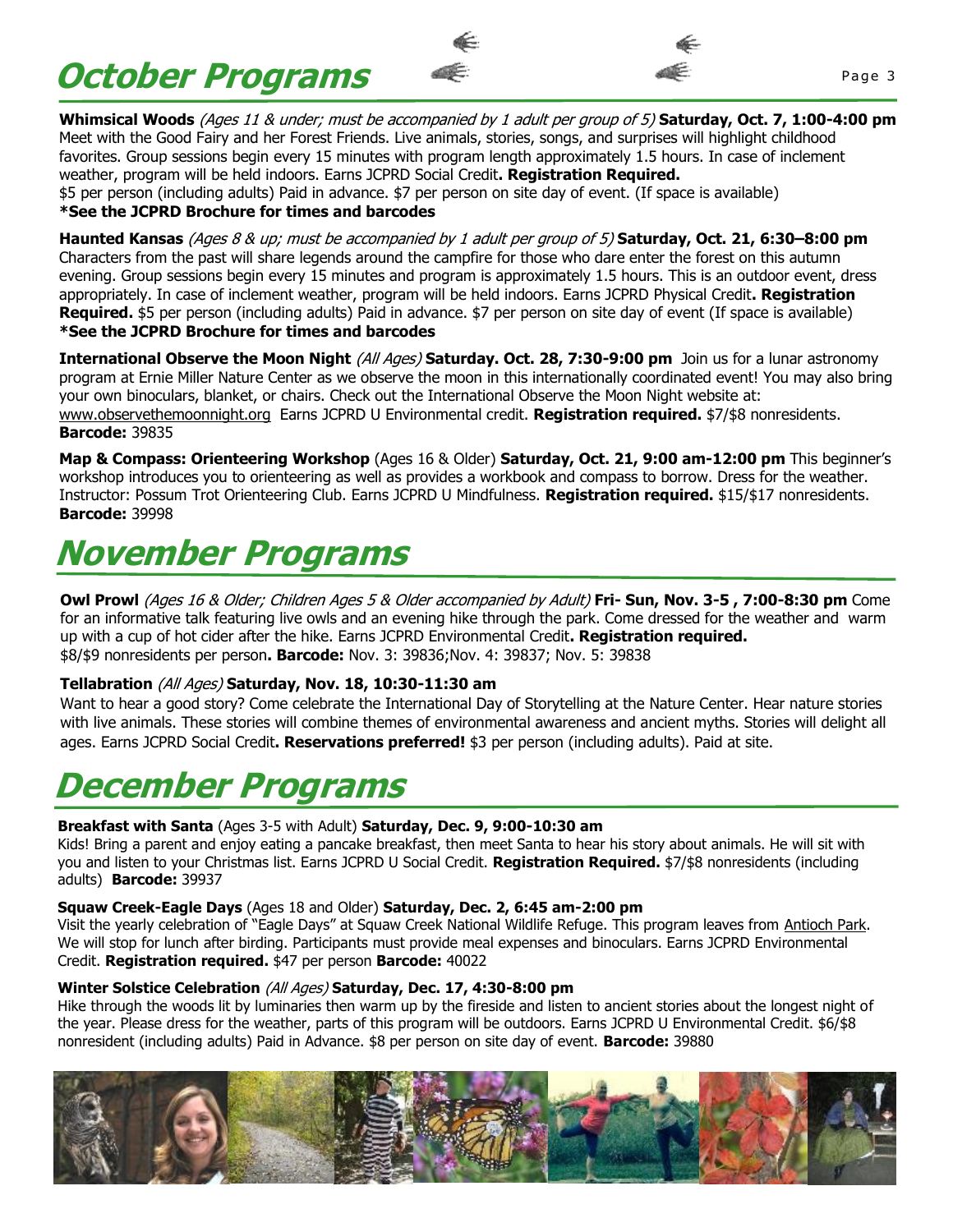# October Programs

**Whimsical Woods** *(Ages 11 & under; must be accompanied by 1 adult per group of 5)* **Saturday, Oct. 7, 1:00-4:00 pm** Meet with the Good Fairy and her Forest Friends. Live animals, stories, songs, and surprises will highlight childhood favorites. Group sessions begin every 15 minutes with program length approximately 1.5 hours. In case of inclement weather, program will be held indoors. Earns JCPRD Social Credit**. Registration Required.**
$5 per person (including adults) Paid in advance. $7 per person on site day of event. (If space is available)
**\*See the JCPRD Brochure for times and barcodes**

**Haunted Kansas** *(Ages 8 & up; must be accompanied by 1 adult per group of 5)* **Saturday, Oct. 21, 6:30–8:00 pm** Characters from the past will share legends around the campfire for those who dare enter the forest on this autumn evening. Group sessions begin every 15 minutes and program is approximately 1.5 hours. This is an outdoor event, dress appropriately. In case of inclement weather, program will be held indoors. Earns JCPRD Physical Credit**. Registration Required.** $5 per person (including adults) Paid in advance. $7 per person on site day of event (If space is available)
**\*See the JCPRD Brochure for times and barcodes**

**International Observe the Moon Night** *(All Ages)* **Saturday. Oct. 28, 7:30-9:00 pm** Join us for a lunar astronomy program at Ernie Miller Nature Center as we observe the moon in this internationally coordinated event! You may also bring your own binoculars, blanket, or chairs. Check out the International Observe the Moon Night website at: www.observethemoonnight.org Earns JCPRD U Environmental credit. **Registration required.** $7/$8 nonresidents. **Barcode:** 39835

**Map & Compass: Orienteering Workshop** (Ages 16 & Older) **Saturday, Oct. 21, 9:00 am-12:00 pm** This beginner's workshop introduces you to orienteering as well as provides a workbook and compass to borrow. Dress for the weather. Instructor: Possum Trot Orienteering Club. Earns JCPRD U Mindfulness. **Registration required.** $15/$17 nonresidents. **Barcode:** 39998

# November Programs

**Owl Prowl** *(Ages 16 & Older; Children Ages 5 & Older accompanied by Adult)* **Fri- Sun, Nov. 3-5 , 7:00-8:30 pm** Come for an informative talk featuring live owls and an evening hike through the park. Come dressed for the weather and warm up with a cup of hot cider after the hike. Earns JCPRD Environmental Credit**. Registration required.**
$8/$9 nonresidents per person**. Barcode:** Nov. 3: 39836;Nov. 4: 39837; Nov. 5: 39838

**Tellabration** *(All Ages)* **Saturday, Nov. 18, 10:30-11:30 am**
Want to hear a good story? Come celebrate the International Day of Storytelling at the Nature Center. Hear nature stories with live animals. These stories will combine themes of environmental awareness and ancient myths. Stories will delight all ages. Earns JCPRD Social Credit**. Reservations preferred!** $3 per person (including adults). Paid at site.

# December Programs

**Breakfast with Santa** (Ages 3-5 with Adult) **Saturday, Dec. 9, 9:00-10:30 am**
Kids! Bring a parent and enjoy eating a pancake breakfast, then meet Santa to hear his story about animals. He will sit with you and listen to your Christmas list. Earns JCPRD U Social Credit. **Registration Required.** $7/$8 nonresidents (including adults) **Barcode:** 39937

**Squaw Creek-Eagle Days** (Ages 18 and Older) **Saturday, Dec. 2, 6:45 am-2:00 pm**
Visit the yearly celebration of "Eagle Days" at Squaw Creek National Wildlife Refuge. This program leaves from Antioch Park. We will stop for lunch after birding. Participants must provide meal expenses and binoculars. Earns JCPRD Environmental Credit. **Registration required.** $47 per person **Barcode:** 40022

**Winter Solstice Celebration** *(All Ages)* **Saturday, Dec. 17, 4:30-8:00 pm**
Hike through the woods lit by luminaries then warm up by the fireside and listen to ancient stories about the longest night of the year. Please dress for the weather, parts of this program will be outdoors. Earns JCPRD U Environmental Credit. $6/$8 nonresident (including adults) Paid in Advance. $8 per person on site day of event. **Barcode:** 39880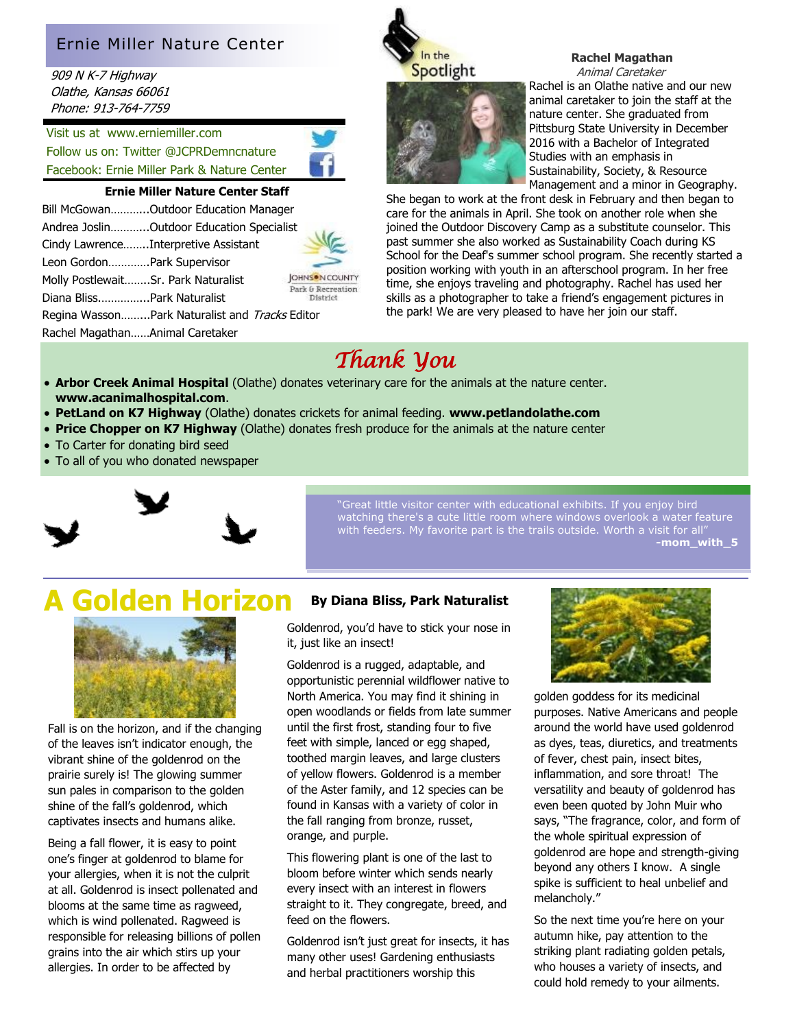## Ernie Miller Nature Center

*909 N K-7 Highway*
*Olathe, Kansas 66061*
*Phone: 913-764-7759*

Visit us at www.erniemiller.com
Follow us on: Twitter @JCPRDemncnature
Facebook: Ernie Miller Park & Nature Center

**Ernie Miller Nature Center Staff**

Bill McGowan………..Outdoor Education Manager
Andrea Joslin………..Outdoor Education Specialist
Cindy Lawrence……..Interpretive Assistant
Leon Gordon…………Park Supervisor
Molly Postlewait……..Sr. Park Naturalist
Diana Bliss……………Park Naturalist
Regina Wasson………Park Naturalist and *Tracks* Editor
Rachel Magathan……Animal Caretaker

Johnson County Park & Recreation District

### In the Spotlight

**Rachel Magathan**
*Animal Caretaker*

Rachel is an Olathe native and our new animal caretaker to join the staff at the nature center. She graduated from Pittsburg State University in December 2016 with a Bachelor of Integrated Studies with an emphasis in Sustainability, Society, & Resource Management and a minor in Geography. She began to work at the front desk in February and then began to care for the animals in April. She took on another role when she joined the Outdoor Discovery Camp as a substitute counselor. This past summer she also worked as Sustainability Coach during KS School for the Deaf's summer school program. She recently started a position working with youth in an afterschool program. In her free time, she enjoys traveling and photography. Rachel has used her skills as a photographer to take a friend's engagement pictures in the park! We are very pleased to have her join our staff.

## *Thank You*

- **Arbor Creek Animal Hospital** (Olathe) donates veterinary care for the animals at the nature center. **www.acanimalhospital.com**.
- **PetLand on K7 Highway** (Olathe) donates crickets for animal feeding. **www.petlandolathe.com**
- **Price Chopper on K7 Highway** (Olathe) donates fresh produce for the animals at the nature center
- To Carter for donating bird seed
- To all of you who donated newspaper

"Great little visitor center with educational exhibits. If you enjoy bird watching there's a cute little room where windows overlook a water feature with feeders. My favorite part is the trails outside. Worth a visit for all"
**-mom_with_5**

# A Golden Horizon

**By Diana Bliss, Park Naturalist**

Fall is on the horizon, and if the changing of the leaves isn't indicator enough, the vibrant shine of the goldenrod on the prairie surely is! The glowing summer sun pales in comparison to the golden shine of the fall's goldenrod, which captivates insects and humans alike.

Being a fall flower, it is easy to point one's finger at goldenrod to blame for your allergies, when it is not the culprit at all. Goldenrod is insect pollenated and blooms at the same time as ragweed, which is wind pollenated. Ragweed is responsible for releasing billions of pollen grains into the air which stirs up your allergies. In order to be affected by Goldenrod, you'd have to stick your nose in it, just like an insect!

Goldenrod is a rugged, adaptable, and opportunistic perennial wildflower native to North America. You may find it shining in open woodlands or fields from late summer until the first frost, standing four to five feet with simple, lanced or egg shaped, toothed margin leaves, and large clusters of yellow flowers. Goldenrod is a member of the Aster family, and 12 species can be found in Kansas with a variety of color in the fall ranging from bronze, russet, orange, and purple.

This flowering plant is one of the last to bloom before winter which sends nearly every insect with an interest in flowers straight to it. They congregate, breed, and feed on the flowers.

Goldenrod isn't just great for insects, it has many other uses! Gardening enthusiasts and herbal practitioners worship this golden goddess for its medicinal purposes. Native Americans and people around the world have used goldenrod as dyes, teas, diuretics, and treatments of fever, chest pain, insect bites, inflammation, and sore throat! The versatility and beauty of goldenrod has even been quoted by John Muir who says, "The fragrance, color, and form of the whole spiritual expression of goldenrod are hope and strength-giving beyond any others I know. A single spike is sufficient to heal unbelief and melancholy."

So the next time you're here on your autumn hike, pay attention to the striking plant radiating golden petals, who houses a variety of insects, and could hold remedy to your ailments.